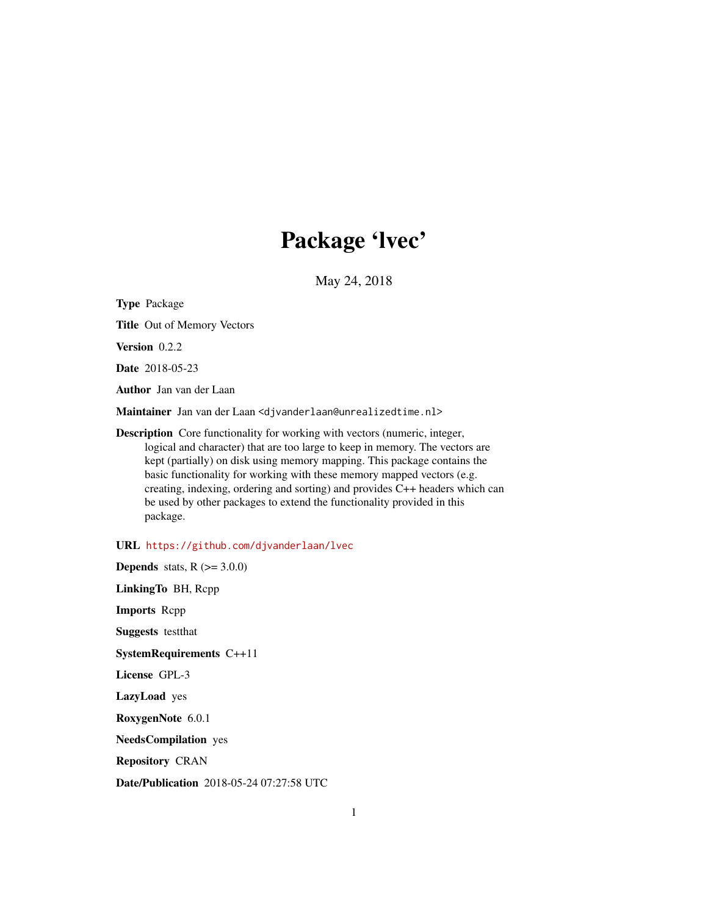# Package 'lvec'

May 24, 2018

**Type** Package

**Title** Out of Memory Vectors

**Version** 0.2.2

**Date** 2018-05-23

**Author** Jan van der Laan

**Maintainer** Jan van der Laan <djvanderlaan@unrealizedtime.nl>

**Description** Core functionality for working with vectors (numeric, integer, logical and character) that are too large to keep in memory. The vectors are kept (partially) on disk using memory mapping. This package contains the basic functionality for working with these memory mapped vectors (e.g. creating, indexing, ordering and sorting) and provides C++ headers which can be used by other packages to extend the functionality provided in this package.

**URL** https://github.com/djvanderlaan/lvec

**Depends** stats, R (>= 3.0.0)

**LinkingTo** BH, Rcpp

**Imports** Rcpp

**Suggests** testthat

**SystemRequirements** C++11

**License** GPL-3

**LazyLoad** yes

**RoxygenNote** 6.0.1

**NeedsCompilation** yes

**Repository** CRAN

**Date/Publication** 2018-05-24 07:27:58 UTC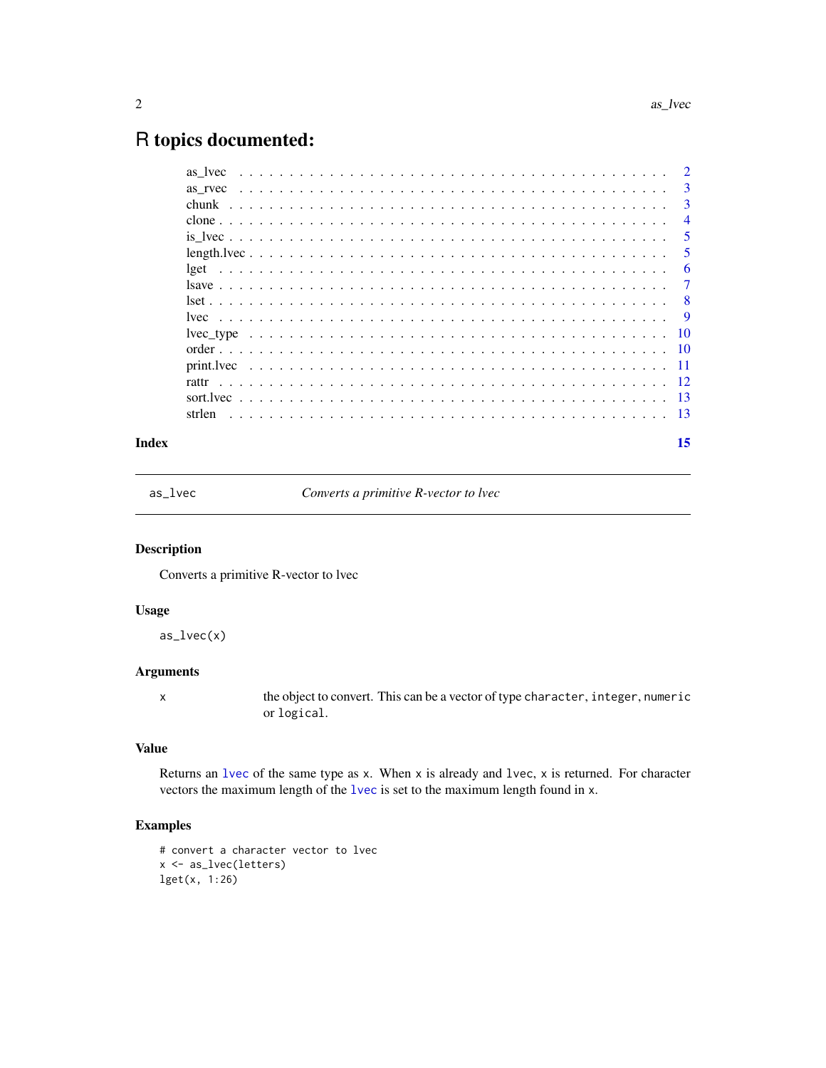# R topics documented:

| | |
|---|---|
| as_lvec | 2 |
| as_rvec | 3 |
| chunk | 3 |
| clone | 4 |
| is_lvec | 5 |
| length.lvec | 5 |
| lget | 6 |
| lsave | 7 |
| lset | 8 |
| lvec | 9 |
| lvec_type | 10 |
| order | 10 |
| print.lvec | 11 |
| rattr | 12 |
| sort.lvec | 13 |
| strlen | 13 |
| **Index** | **15** |

---

`as_lvec` *Converts a primitive R-vector to lvec*

---

### Description

Converts a primitive R-vector to lvec

### Usage

```
as_lvec(x)
```

### Arguments

x    the object to convert. This can be a vector of type `character`, `integer`, `numeric` or `logical`.

### Value

Returns an `lvec` of the same type as `x`. When `x` is already and `lvec`, `x` is returned. For character vectors the maximum length of the `lvec` is set to the maximum length found in `x`.

### Examples

```
# convert a character vector to lvec
x <- as_lvec(letters)
lget(x, 1:26)
```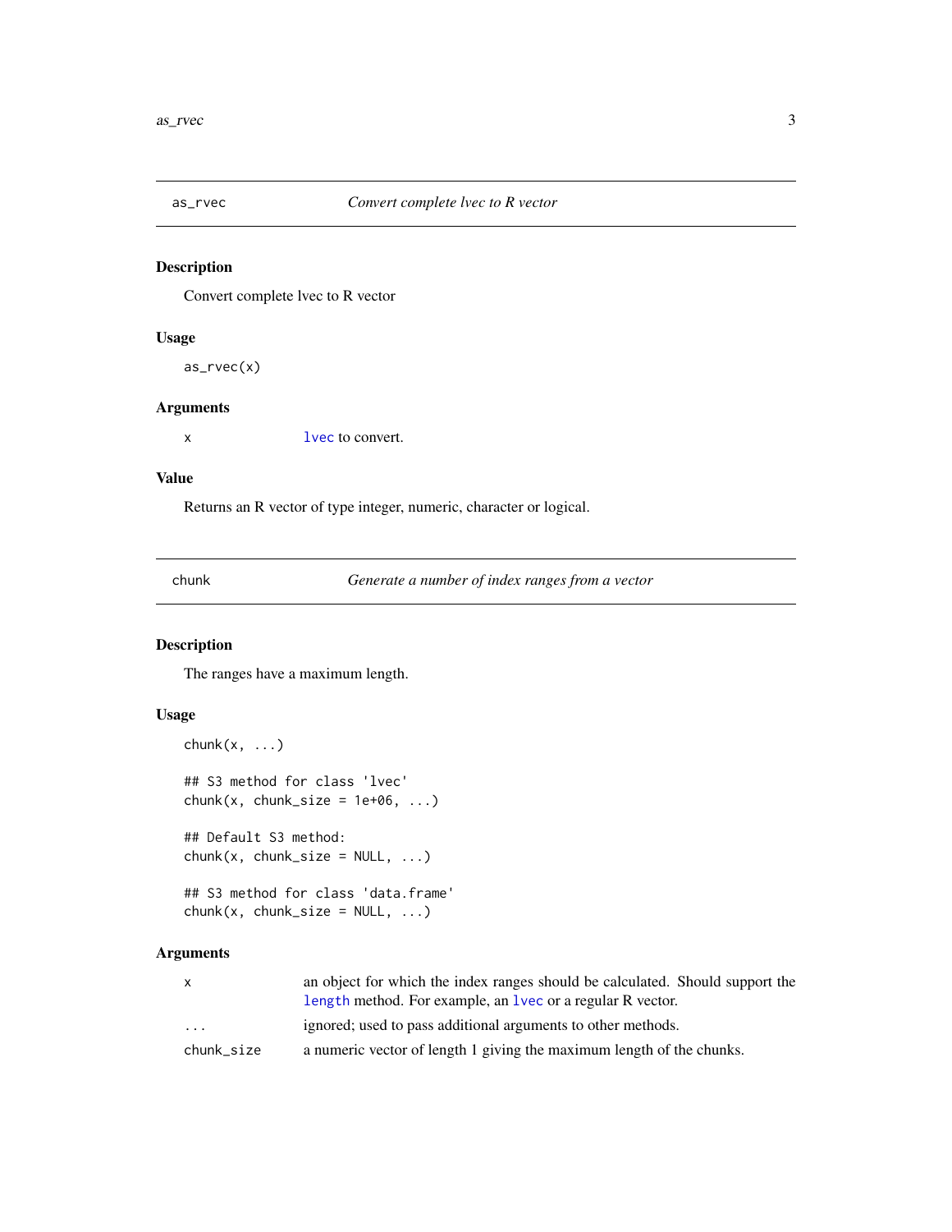## as_rvec — *Convert complete lvec to R vector*

### Description

Convert complete lvec to R vector

### Usage

```
as_rvec(x)
```

### Arguments

| | |
|---|---|
| x | lvec to convert. |

### Value

Returns an R vector of type integer, numeric, character or logical.

## chunk — *Generate a number of index ranges from a vector*

### Description

The ranges have a maximum length.

### Usage

```
chunk(x, ...)

## S3 method for class 'lvec'
chunk(x, chunk_size = 1e+06, ...)

## Default S3 method:
chunk(x, chunk_size = NULL, ...)

## S3 method for class 'data.frame'
chunk(x, chunk_size = NULL, ...)
```

### Arguments

| | |
|---|---|
| x | an object for which the index ranges should be calculated. Should support the length method. For example, an lvec or a regular R vector. |
| ... | ignored; used to pass additional arguments to other methods. |
| chunk_size | a numeric vector of length 1 giving the maximum length of the chunks. |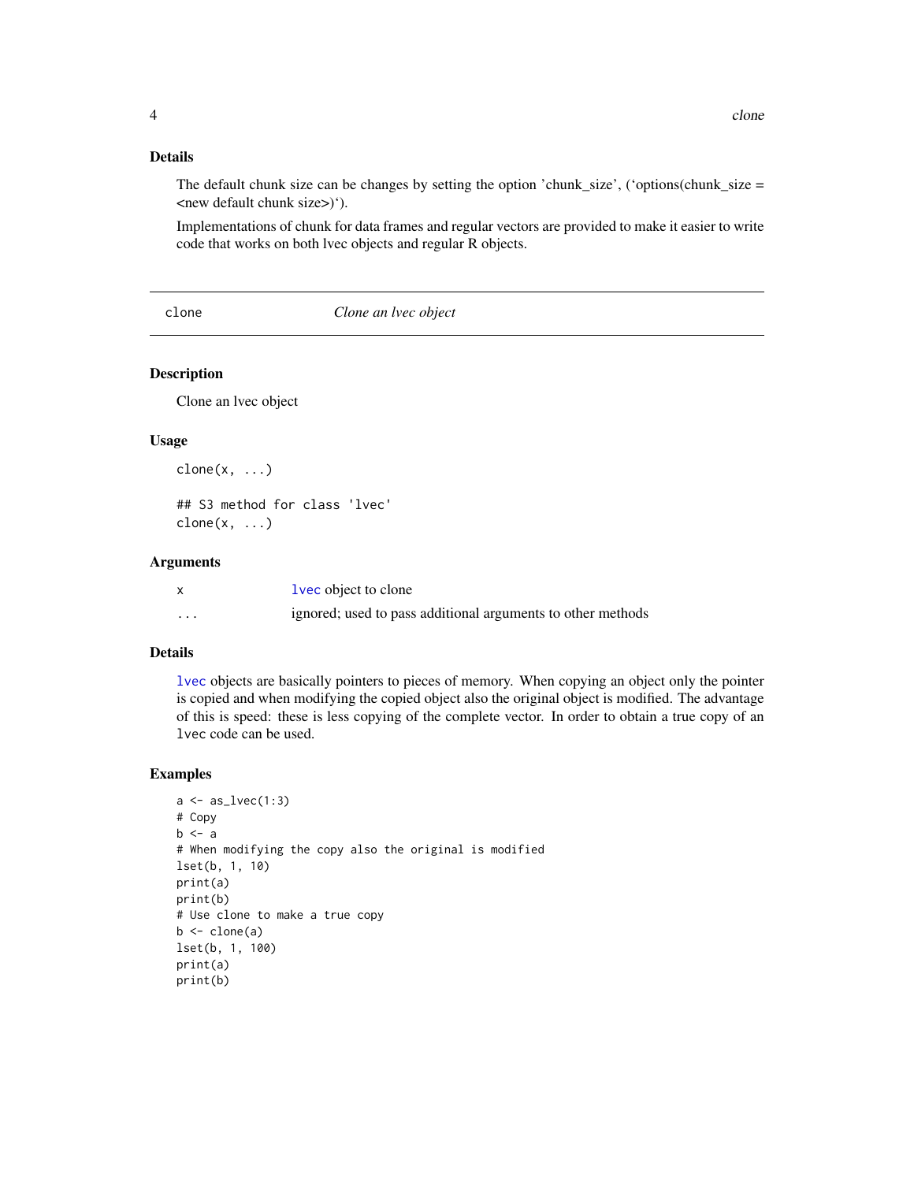### Details

The default chunk size can be changes by setting the option 'chunk_size', ('options(chunk_size = <new default chunk size>)').

Implementations of chunk for data frames and regular vectors are provided to make it easier to write code that works on both lvec objects and regular R objects.

---

## clone — *Clone an lvec object*

### Description

Clone an lvec object

### Usage

```
clone(x, ...)

## S3 method for class 'lvec'
clone(x, ...)
```

### Arguments

| | |
|---|---|
| x | lvec object to clone |
| ... | ignored; used to pass additional arguments to other methods |

### Details

lvec objects are basically pointers to pieces of memory. When copying an object only the pointer is copied and when modifying the copied object also the original object is modified. The advantage of this is speed: these is less copying of the complete vector. In order to obtain a true copy of an lvec code can be used.

### Examples

```
a <- as_lvec(1:3)
# Copy
b <- a
# When modifying the copy also the original is modified
lset(b, 1, 10)
print(a)
print(b)
# Use clone to make a true copy
b <- clone(a)
lset(b, 1, 100)
print(a)
print(b)
```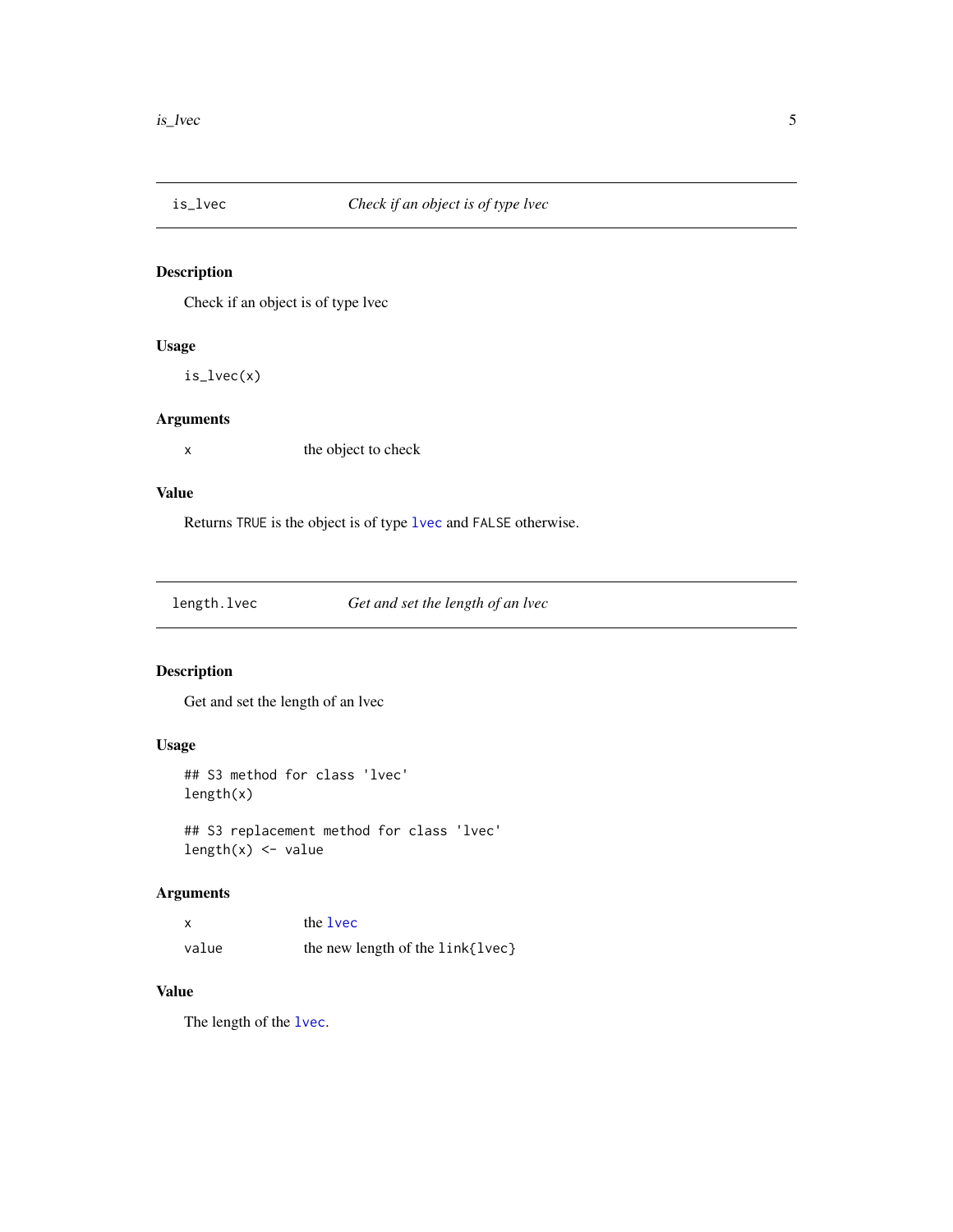## is_lvec — *Check if an object is of type lvec*

### Description

Check if an object is of type lvec

### Usage

```
is_lvec(x)
```

### Arguments

| | |
|---|---|
| x | the object to check |

### Value

Returns `TRUE` is the object is of type `lvec` and `FALSE` otherwise.

## length.lvec — *Get and set the length of an lvec*

### Description

Get and set the length of an lvec

### Usage

```
## S3 method for class 'lvec'
length(x)

## S3 replacement method for class 'lvec'
length(x) <- value
```

### Arguments

| | |
|---|---|
| x | the `lvec` |
| value | the new length of the `link{lvec}` |

### Value

The length of the `lvec`.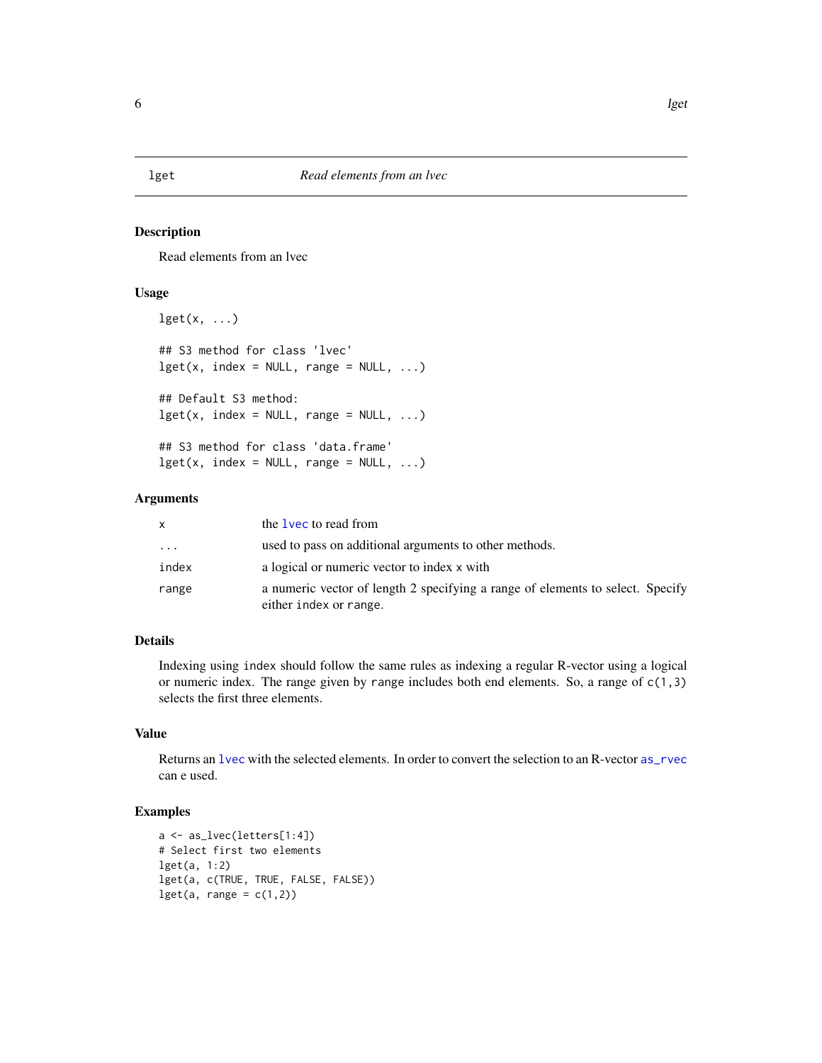# lget — *Read elements from an lvec*

## Description

Read elements from an lvec

## Usage

```
lget(x, ...)

## S3 method for class 'lvec'
lget(x, index = NULL, range = NULL, ...)

## Default S3 method:
lget(x, index = NULL, range = NULL, ...)

## S3 method for class 'data.frame'
lget(x, index = NULL, range = NULL, ...)
```

## Arguments

| | |
|---|---|
| `x` | the `lvec` to read from |
| `...` | used to pass on additional arguments to other methods. |
| `index` | a logical or numeric vector to index `x` with |
| `range` | a numeric vector of length 2 specifying a range of elements to select. Specify either `index` or `range`. |

## Details

Indexing using `index` should follow the same rules as indexing a regular R-vector using a logical or numeric index. The range given by `range` includes both end elements. So, a range of `c(1,3)` selects the first three elements.

## Value

Returns an `lvec` with the selected elements. In order to convert the selection to an R-vector `as_rvec` can e used.

## Examples

```
a <- as_lvec(letters[1:4])
# Select first two elements
lget(a, 1:2)
lget(a, c(TRUE, TRUE, FALSE, FALSE))
lget(a, range = c(1,2))
```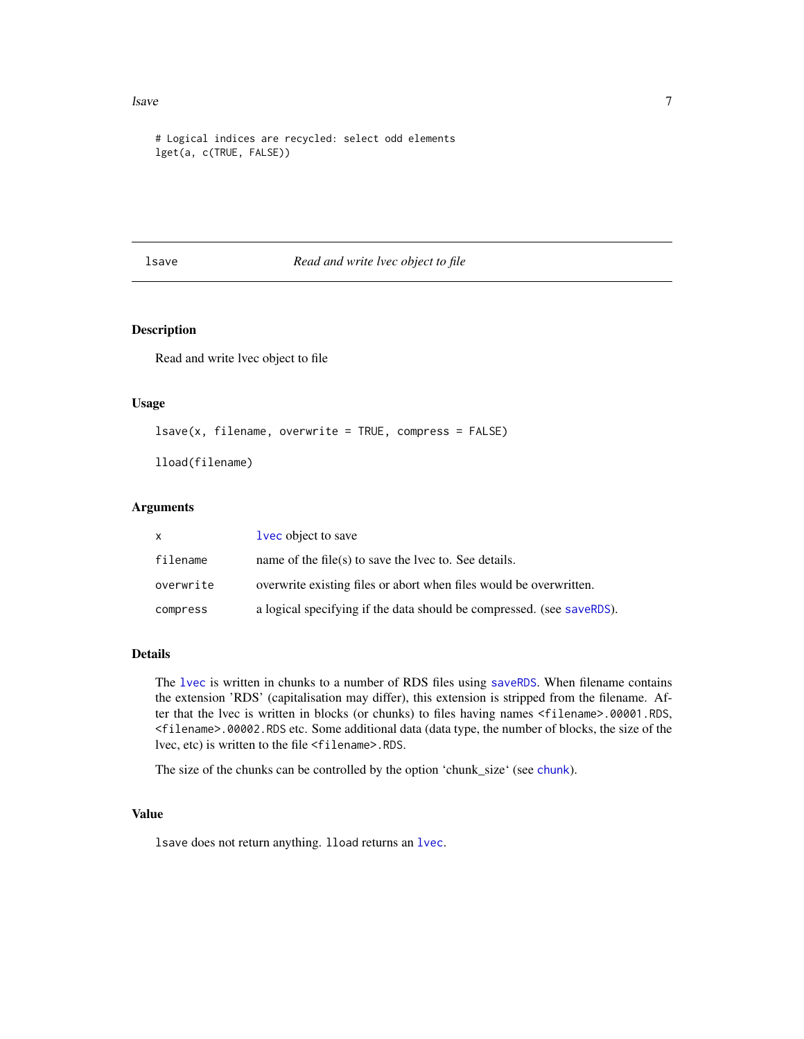```
# Logical indices are recycled: select odd elements
lget(a, c(TRUE, FALSE))
```

## lsave — *Read and write lvec object to file*

### Description

Read and write lvec object to file

### Usage

```
lsave(x, filename, overwrite = TRUE, compress = FALSE)

lload(filename)
```

### Arguments

| | |
|---|---|
| x | lvec object to save |
| filename | name of the file(s) to save the lvec to. See details. |
| overwrite | overwrite existing files or abort when files would be overwritten. |
| compress | a logical specifying if the data should be compressed. (see saveRDS). |

### Details

The lvec is written in chunks to a number of RDS files using saveRDS. When filename contains the extension 'RDS' (capitalisation may differ), this extension is stripped from the filename. After that the lvec is written in blocks (or chunks) to files having names `<filename>.00001.RDS`, `<filename>.00002.RDS` etc. Some additional data (data type, the number of blocks, the size of the lvec, etc) is written to the file `<filename>.RDS`.

The size of the chunks can be controlled by the option 'chunk_size' (see chunk).

### Value

`lsave` does not return anything. `lload` returns an lvec.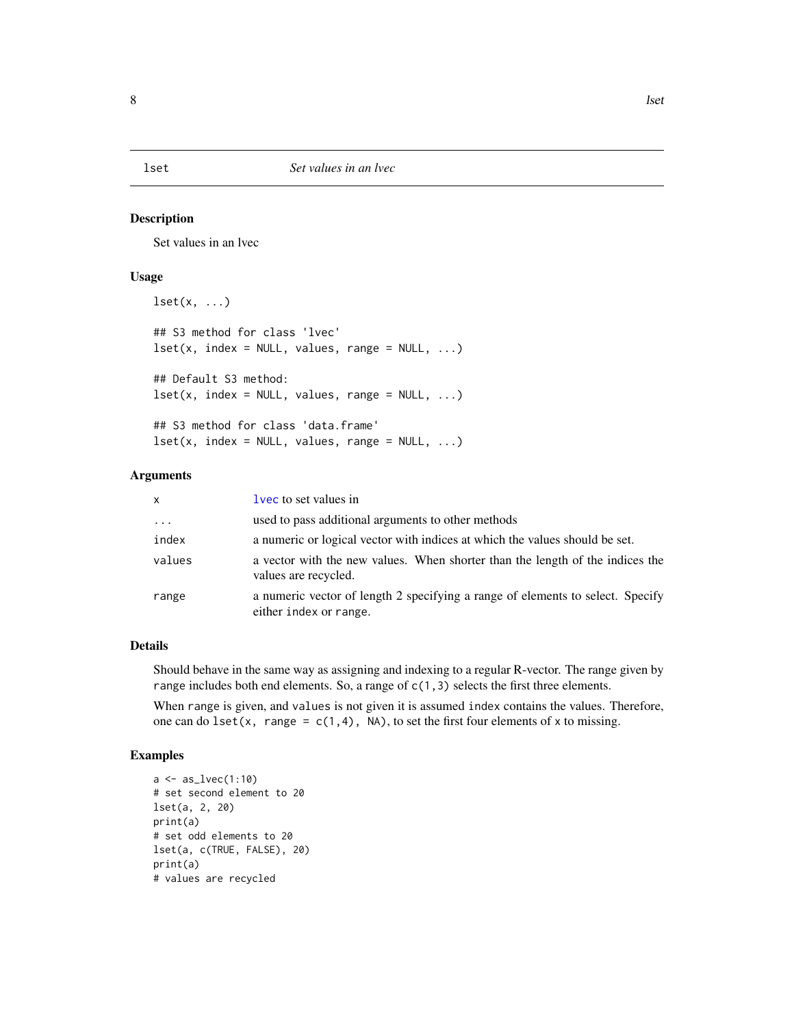# lset — *Set values in an lvec*

## Description

Set values in an lvec

## Usage

```
lset(x, ...)

## S3 method for class 'lvec'
lset(x, index = NULL, values, range = NULL, ...)

## Default S3 method:
lset(x, index = NULL, values, range = NULL, ...)

## S3 method for class 'data.frame'
lset(x, index = NULL, values, range = NULL, ...)
```

## Arguments

| | |
|---|---|
| `x` | `lvec` to set values in |
| `...` | used to pass additional arguments to other methods |
| `index` | a numeric or logical vector with indices at which the values should be set. |
| `values` | a vector with the new values. When shorter than the length of the indices the values are recycled. |
| `range` | a numeric vector of length 2 specifying a range of elements to select. Specify either `index` or `range`. |

## Details

Should behave in the same way as assigning and indexing to a regular R-vector. The range given by `range` includes both end elements. So, a range of `c(1,3)` selects the first three elements.

When `range` is given, and `values` is not given it is assumed `index` contains the values. Therefore, one can do `lset(x, range = c(1,4), NA)`, to set the first four elements of `x` to missing.

## Examples

```
a <- as_lvec(1:10)
# set second element to 20
lset(a, 2, 20)
print(a)
# set odd elements to 20
lset(a, c(TRUE, FALSE), 20)
print(a)
# values are recycled
```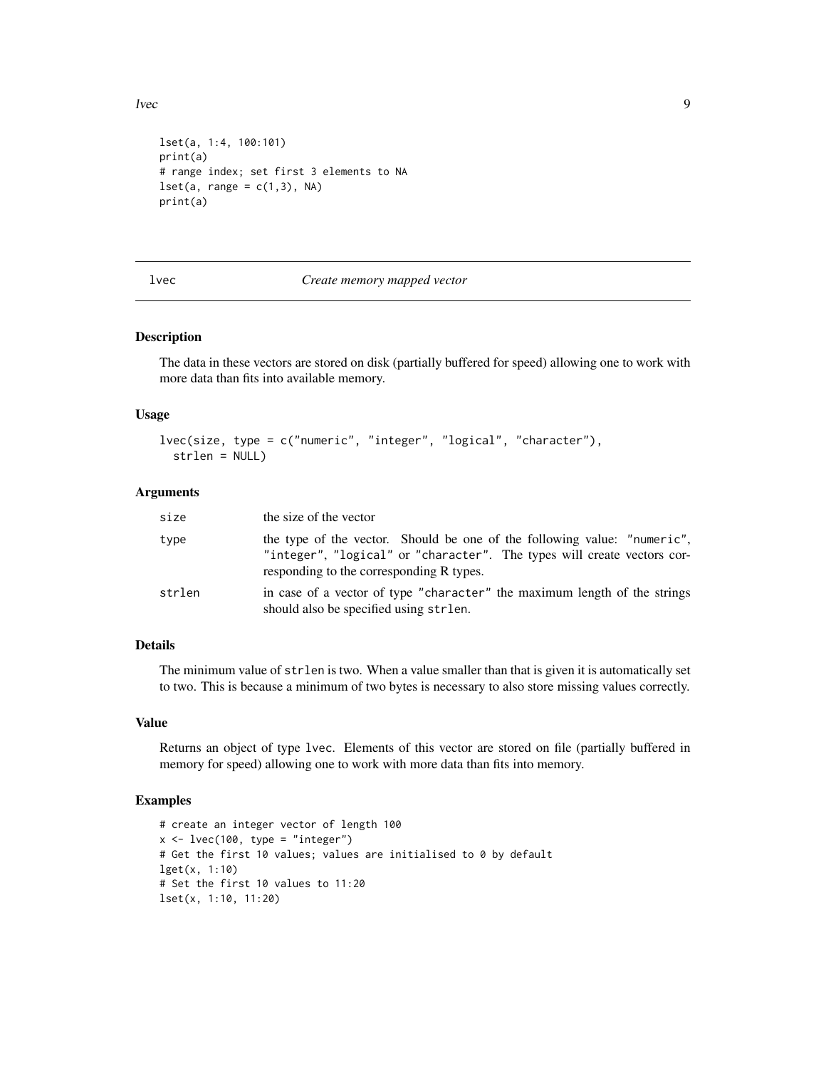```
lset(a, 1:4, 100:101)
print(a)
# range index; set first 3 elements to NA
lset(a, range = c(1,3), NA)
print(a)
```

---

## lvec — *Create memory mapped vector*

### Description

The data in these vectors are stored on disk (partially buffered for speed) allowing one to work with more data than fits into available memory.

### Usage

```
lvec(size, type = c("numeric", "integer", "logical", "character"),
  strlen = NULL)
```

### Arguments

| | |
|---|---|
| size | the size of the vector |
| type | the type of the vector. Should be one of the following value: "numeric", "integer", "logical" or "character". The types will create vectors corresponding to the corresponding R types. |
| strlen | in case of a vector of type "character" the maximum length of the strings should also be specified using strlen. |

### Details

The minimum value of strlen is two. When a value smaller than that is given it is automatically set to two. This is because a minimum of two bytes is necessary to also store missing values correctly.

### Value

Returns an object of type lvec. Elements of this vector are stored on file (partially buffered in memory for speed) allowing one to work with more data than fits into memory.

### Examples

```
# create an integer vector of length 100
x <- lvec(100, type = "integer")
# Get the first 10 values; values are initialised to 0 by default
lget(x, 1:10)
# Set the first 10 values to 11:20
lset(x, 1:10, 11:20)
```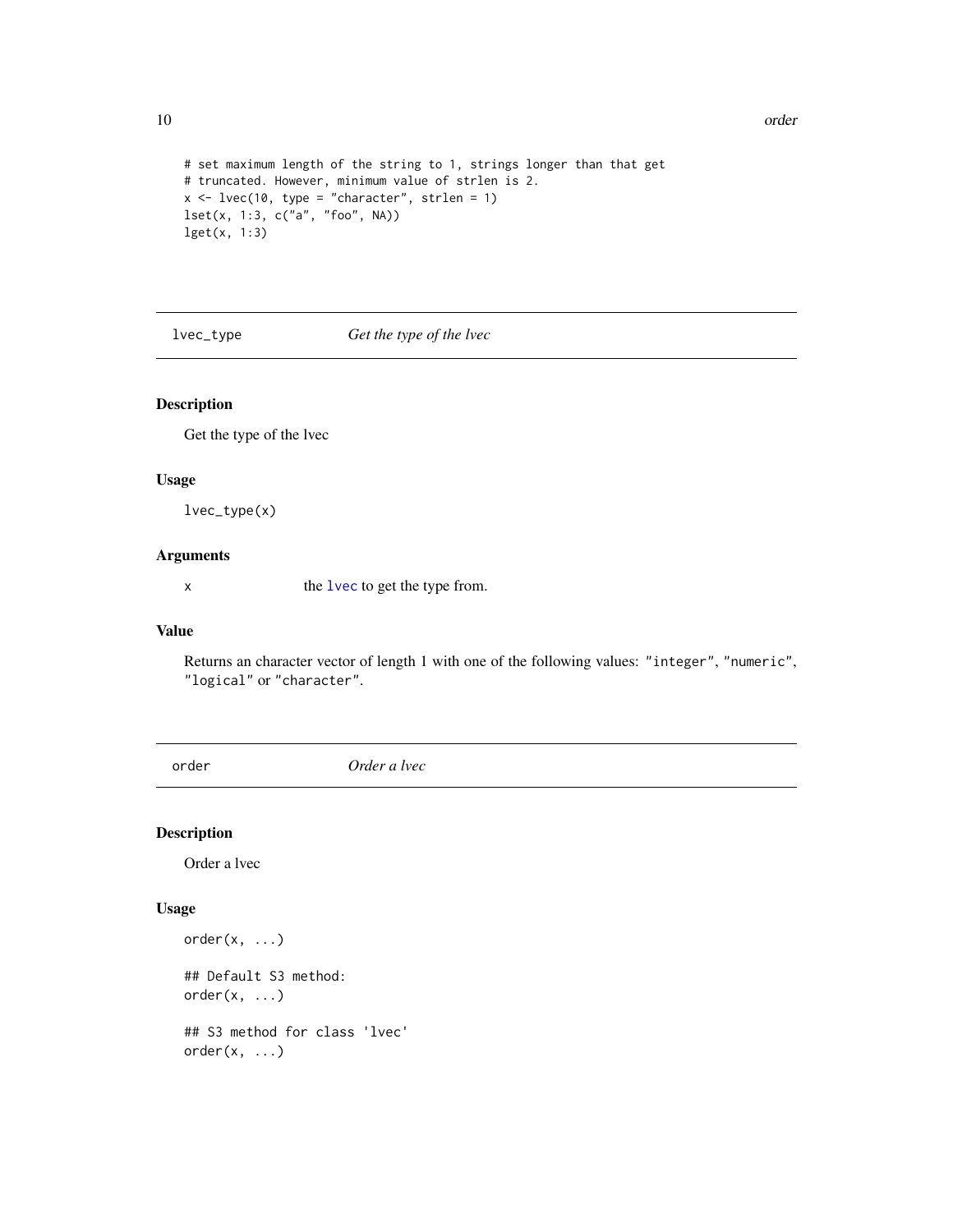```
# set maximum length of the string to 1, strings longer than that get
# truncated. However, minimum value of strlen is 2.
x <- lvec(10, type = "character", strlen = 1)
lset(x, 1:3, c("a", "foo", NA))
lget(x, 1:3)
```

## lvec_type — *Get the type of the lvec*

### Description

Get the type of the lvec

### Usage

```
lvec_type(x)
```

### Arguments

| | |
|---|---|
| x | the lvec to get the type from. |

### Value

Returns an character vector of length 1 with one of the following values: "integer", "numeric", "logical" or "character".

## order — *Order a lvec*

### Description

Order a lvec

### Usage

```
order(x, ...)

## Default S3 method:
order(x, ...)

## S3 method for class 'lvec'
order(x, ...)
```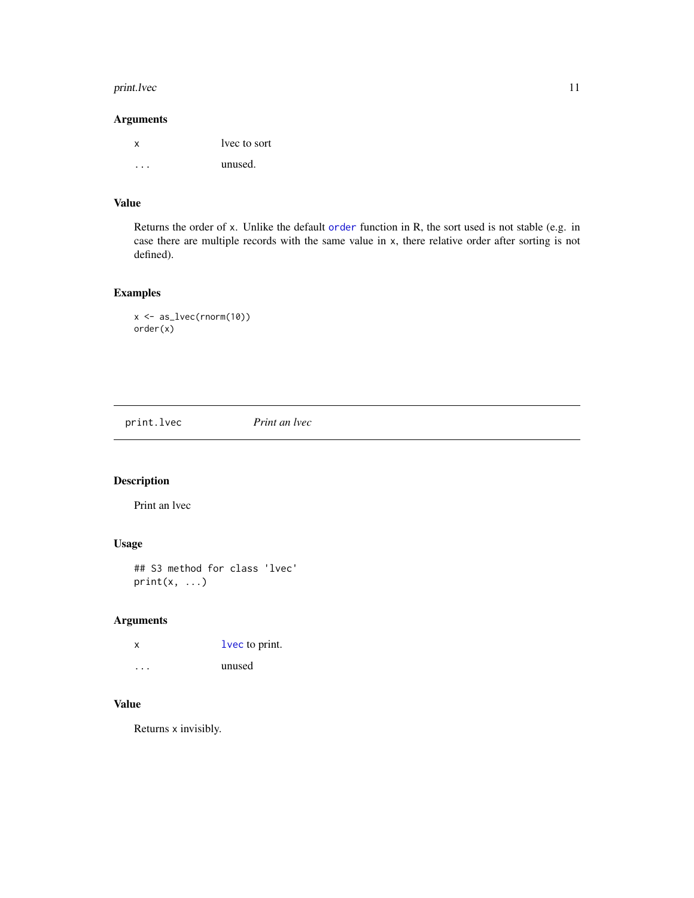### Arguments

| | |
|---|---|
| x | lvec to sort |
| ... | unused. |

### Value

Returns the order of x. Unlike the default order function in R, the sort used is not stable (e.g. in case there are multiple records with the same value in x, there relative order after sorting is not defined).

### Examples

```
x <- as_lvec(rnorm(10))
order(x)
```

---

## print.lvec *Print an lvec*

---

### Description

Print an lvec

### Usage

```
## S3 method for class 'lvec'
print(x, ...)
```

### Arguments

| | |
|---|---|
| x | lvec to print. |
| ... | unused |

### Value

Returns x invisibly.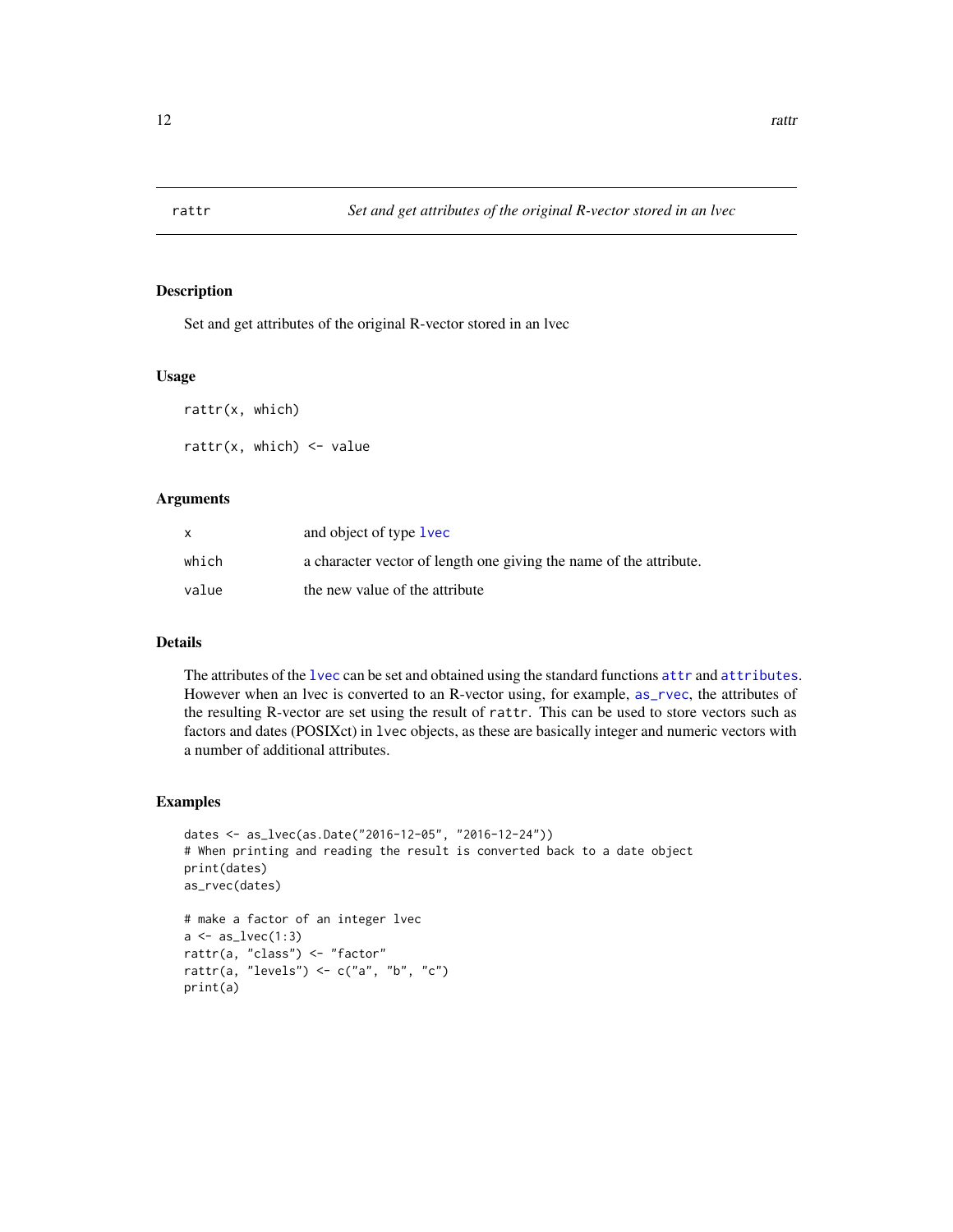# rattr — *Set and get attributes of the original R-vector stored in an lvec*

## Description

Set and get attributes of the original R-vector stored in an lvec

## Usage

```
rattr(x, which)

rattr(x, which) <- value
```

## Arguments

| | |
|---|---|
| `x` | and object of type `lvec` |
| `which` | a character vector of length one giving the name of the attribute. |
| `value` | the new value of the attribute |

## Details

The attributes of the `lvec` can be set and obtained using the standard functions `attr` and `attributes`. However when an lvec is converted to an R-vector using, for example, `as_rvec`, the attributes of the resulting R-vector are set using the result of `rattr`. This can be used to store vectors such as factors and dates (POSIXct) in `lvec` objects, as these are basically integer and numeric vectors with a number of additional attributes.

## Examples

```
dates <- as_lvec(as.Date("2016-12-05", "2016-12-24"))
# When printing and reading the result is converted back to a date object
print(dates)
as_rvec(dates)

# make a factor of an integer lvec
a <- as_lvec(1:3)
rattr(a, "class") <- "factor"
rattr(a, "levels") <- c("a", "b", "c")
print(a)
```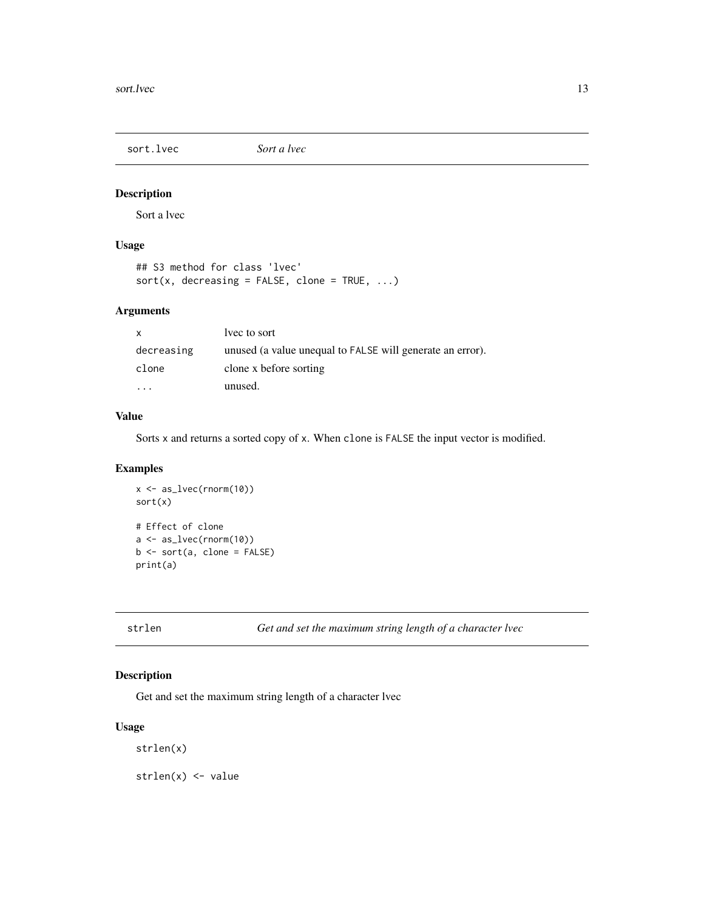## sort.lvec *Sort a lvec*

### Description

Sort a lvec

### Usage

```
## S3 method for class 'lvec'
sort(x, decreasing = FALSE, clone = TRUE, ...)
```

### Arguments

| | |
|---|---|
| x | lvec to sort |
| decreasing | unused (a value unequal to FALSE will generate an error). |
| clone | clone x before sorting |
| ... | unused. |

### Value

Sorts x and returns a sorted copy of x. When clone is FALSE the input vector is modified.

### Examples

```
x <- as_lvec(rnorm(10))
sort(x)

# Effect of clone
a <- as_lvec(rnorm(10))
b <- sort(a, clone = FALSE)
print(a)
```

## strlen *Get and set the maximum string length of a character lvec*

### Description

Get and set the maximum string length of a character lvec

### Usage

```
strlen(x)

strlen(x) <- value
```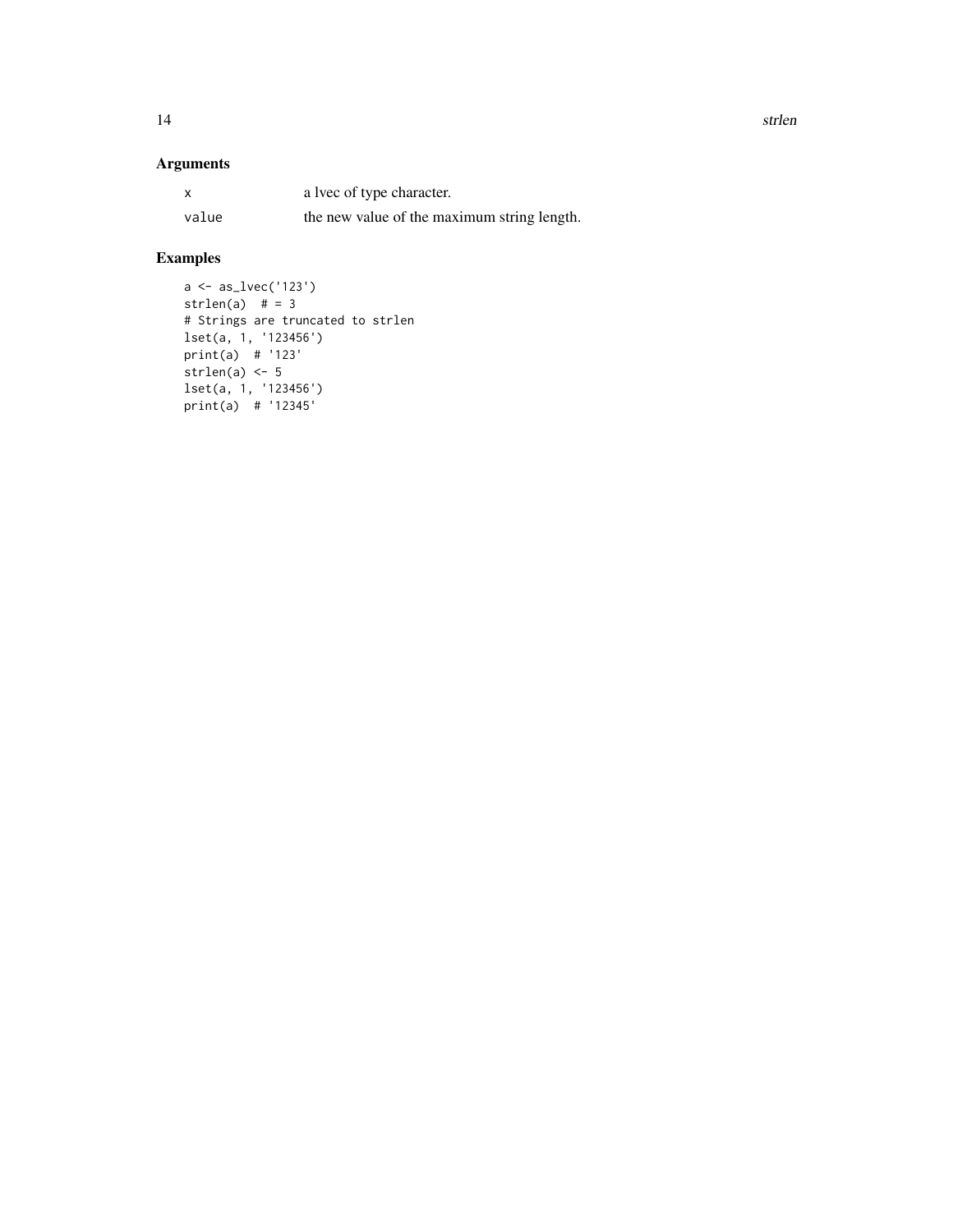## Arguments

| | |
|---|---|
| x | a lvec of type character. |
| value | the new value of the maximum string length. |

## Examples

```
a <- as_lvec('123')
strlen(a)  # = 3
# Strings are truncated to strlen
lset(a, 1, '123456')
print(a)  # '123'
strlen(a) <- 5
lset(a, 1, '123456')
print(a)  # '12345'
```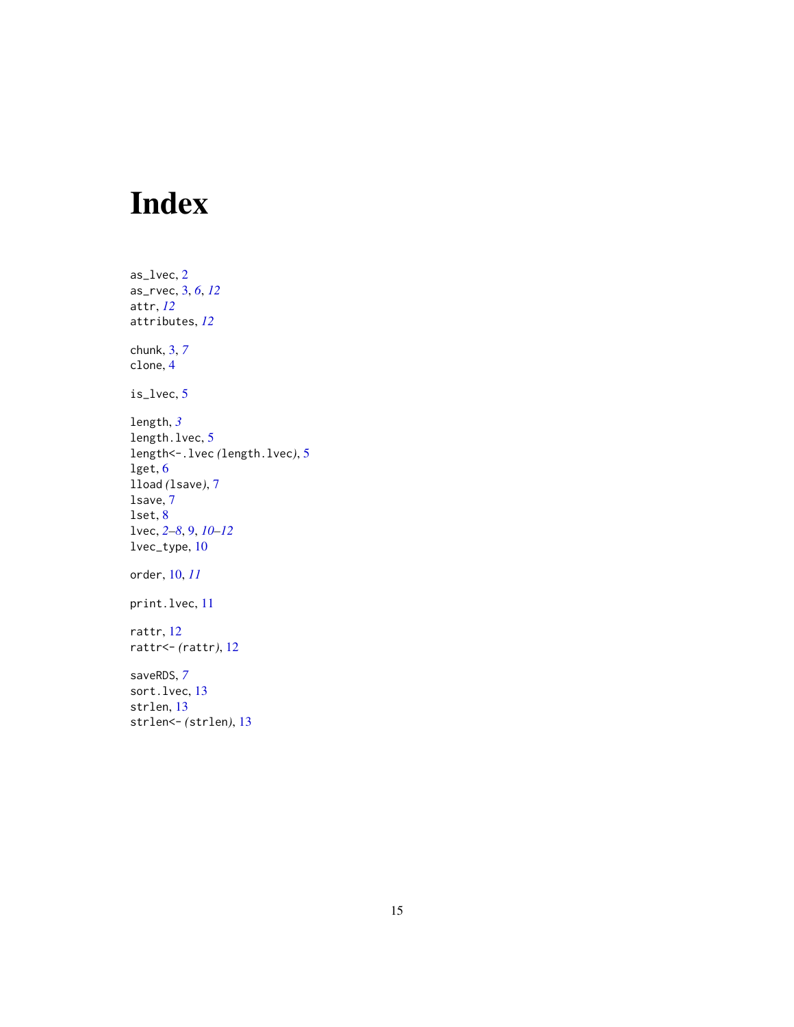# Index

as_lvec, 2
as_rvec, 3, *6*, *12*
attr, *12*
attributes, *12*

chunk, 3, *7*
clone, 4

is_lvec, 5

length, *3*
length.lvec, 5
length<-.lvec *(*length.lvec*)*, 5
lget, 6
lload *(*lsave*)*, 7
lsave, 7
lset, 8
lvec, *2–8*, 9, *10–12*
lvec_type, 10

order, 10, *11*

print.lvec, 11

rattr, 12
rattr<- *(*rattr*)*, 12

saveRDS, *7*
sort.lvec, 13
strlen, 13
strlen<- *(*strlen*)*, 13